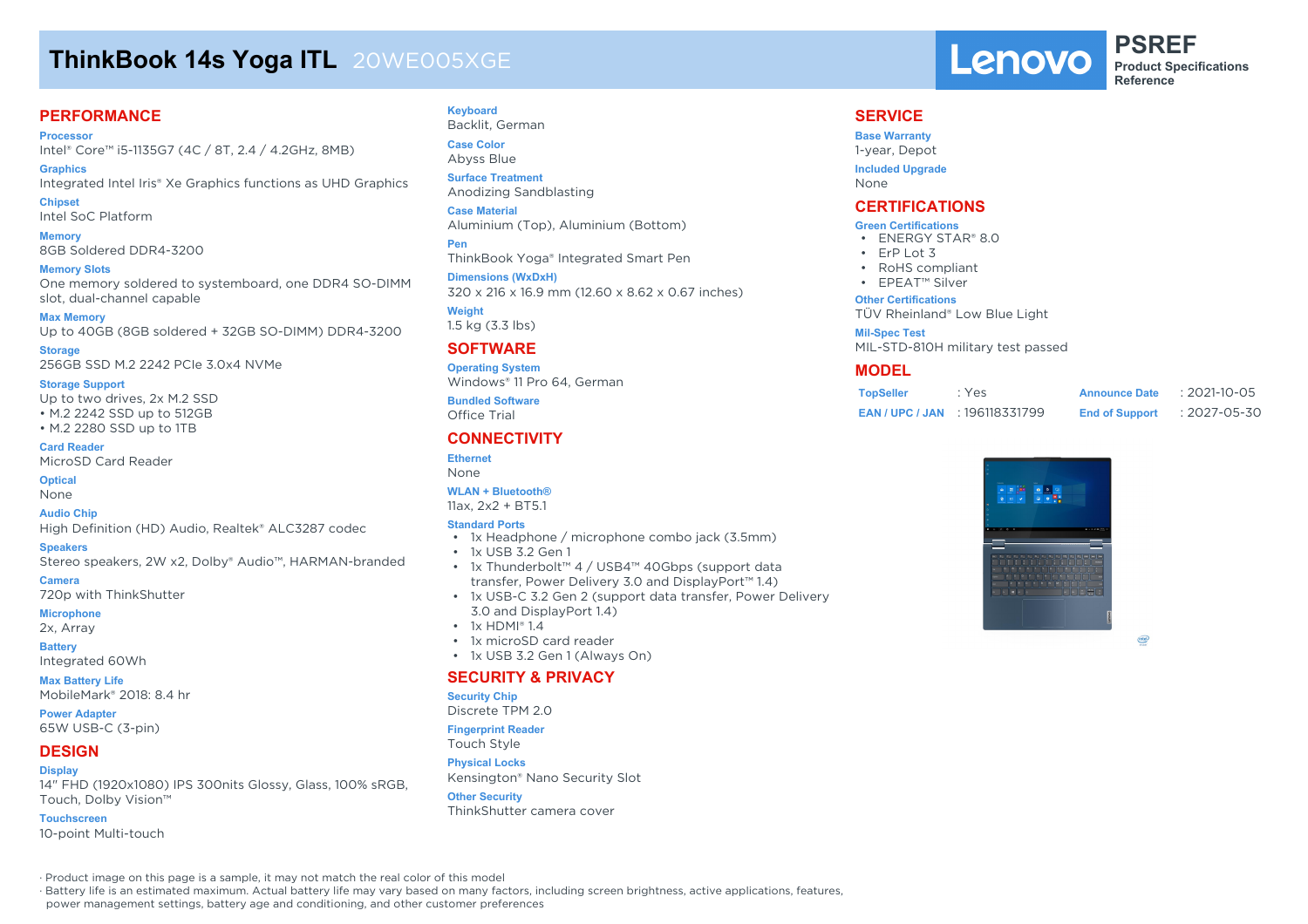# ThinkBook 14s Yoga ITL 20WE005XGE

Lenovo PSREF Product Specifications Reference

## PERFORMANCE

**Processor**
Intel® Core™ i5-1135G7 (4C / 8T, 2.4 / 4.2GHz, 8MB)

**Graphics**
Integrated Intel Iris® Xe Graphics functions as UHD Graphics

**Chipset**
Intel SoC Platform

**Memory**
8GB Soldered DDR4-3200

**Memory Slots**
One memory soldered to systemboard, one DDR4 SO-DIMM slot, dual-channel capable

**Max Memory**
Up to 40GB (8GB soldered + 32GB SO-DIMM) DDR4-3200

**Storage**
256GB SSD M.2 2242 PCIe 3.0x4 NVMe

**Storage Support**
Up to two drives, 2x M.2 SSD
- M.2 2242 SSD up to 512GB
- M.2 2280 SSD up to 1TB

**Card Reader**
MicroSD Card Reader

**Optical**
None

**Audio Chip**
High Definition (HD) Audio, Realtek® ALC3287 codec

**Speakers**
Stereo speakers, 2W x2, Dolby® Audio™, HARMAN-branded

**Camera**
720p with ThinkShutter

**Microphone**
2x, Array

**Battery**
Integrated 60Wh

**Max Battery Life**
MobileMark® 2018: 8.4 hr

**Power Adapter**
65W USB-C (3-pin)

## DESIGN

**Display**
14" FHD (1920x1080) IPS 300nits Glossy, Glass, 100% sRGB, Touch, Dolby Vision™

**Touchscreen**
10-point Multi-touch

**Keyboard**
Backlit, German

**Case Color**
Abyss Blue

**Surface Treatment**
Anodizing Sandblasting

**Case Material**
Aluminium (Top), Aluminium (Bottom)

**Pen**
ThinkBook Yoga® Integrated Smart Pen

**Dimensions (WxDxH)**
320 x 216 x 16.9 mm (12.60 x 8.62 x 0.67 inches)

**Weight**
1.5 kg (3.3 lbs)

## SOFTWARE

**Operating System**
Windows® 11 Pro 64, German

**Bundled Software**
Office Trial

## CONNECTIVITY

**Ethernet**
None

**WLAN + Bluetooth®**
11ax, 2x2 + BT5.1

**Standard Ports**
- 1x Headphone / microphone combo jack (3.5mm)
- 1x USB 3.2 Gen 1
- 1x Thunderbolt™ 4 / USB4™ 40Gbps (support data transfer, Power Delivery 3.0 and DisplayPort™ 1.4)
- 1x USB-C 3.2 Gen 2 (support data transfer, Power Delivery 3.0 and DisplayPort 1.4)
- 1x HDMI® 1.4
- 1x microSD card reader
- 1x USB 3.2 Gen 1 (Always On)

## SECURITY & PRIVACY

**Security Chip**
Discrete TPM 2.0

**Fingerprint Reader**
Touch Style

**Physical Locks**
Kensington® Nano Security Slot

**Other Security**
ThinkShutter camera cover

## SERVICE

**Base Warranty**
1-year, Depot

**Included Upgrade**
None

## CERTIFICATIONS

**Green Certifications**
- ENERGY STAR® 8.0
- ErP Lot 3
- RoHS compliant
- EPEAT™ Silver

**Other Certifications**
TÜV Rheinland® Low Blue Light

**Mil-Spec Test**
MIL-STD-810H military test passed

## MODEL

| | | | |
|---|---|---|---|
| TopSeller | : Yes | Announce Date | : 2021-10-05 |
| EAN / UPC / JAN | : 196118331799 | End of Support | : 2027-05-30 |

· Product image on this page is a sample, it may not match the real color of this model
· Battery life is an estimated maximum. Actual battery life may vary based on many factors, including screen brightness, active applications, features, power management settings, battery age and conditioning, and other customer preferences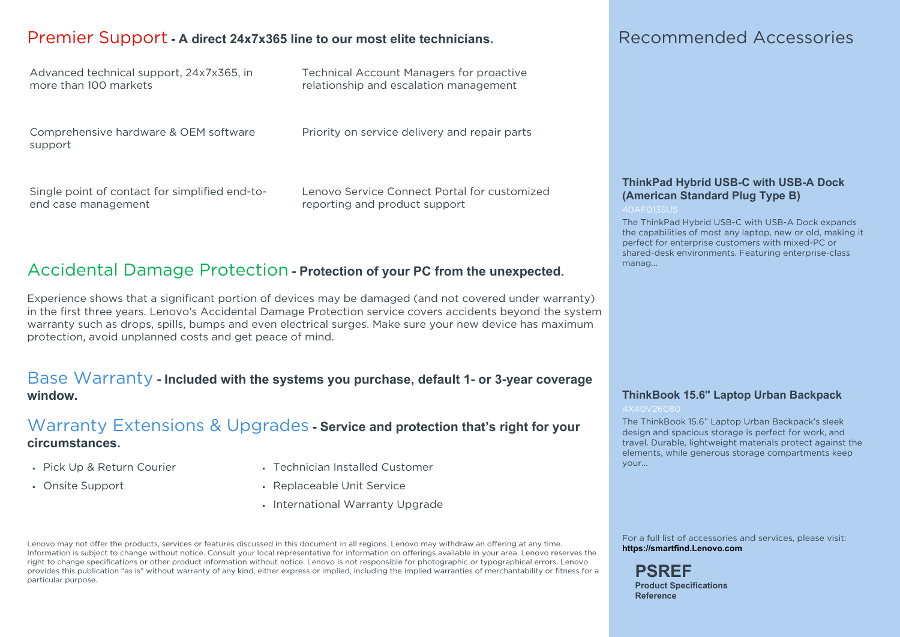## Premier Support - A direct 24x7x365 line to our most elite technicians.

Advanced technical support, 24x7x365, in more than 100 markets

Technical Account Managers for proactive relationship and escalation management

Comprehensive hardware & OEM software support

Priority on service delivery and repair parts

Single point of contact for simplified end-to-end case management

Lenovo Service Connect Portal for customized reporting and product support

## Accidental Damage Protection - Protection of your PC from the unexpected.

Experience shows that a significant portion of devices may be damaged (and not covered under warranty) in the first three years. Lenovo's Accidental Damage Protection service covers accidents beyond the system warranty such as drops, spills, bumps and even electrical surges. Make sure your new device has maximum protection, avoid unplanned costs and get peace of mind.

## Base Warranty - Included with the systems you purchase, default 1- or 3-year coverage window.

## Warranty Extensions & Upgrades - Service and protection that's right for your circumstances.

- Pick Up & Return Courier
- Onsite Support
- Technician Installed Customer
- Replaceable Unit Service
- International Warranty Upgrade

Lenovo may not offer the products, services or features discussed in this document in all regions. Lenovo may withdraw an offering at any time. Information is subject to change without notice. Consult your local representative for information on offerings available in your area. Lenovo reserves the right to change specifications or other product information without notice. Lenovo is not responsible for photographic or typographical errors. Lenovo provides this publication "as is" without warranty of any kind, either express or implied, including the implied warranties of merchantability or fitness for a particular purpose.

## Recommended Accessories

### ThinkPad Hybrid USB-C with USB-A Dock (American Standard Plug Type B)

40AF0135US

The ThinkPad Hybrid USB-C with USB-A Dock expands the capabilities of most any laptop, new or old, making it perfect for enterprise customers with mixed-PC or shared-desk environments. Featuring enterprise-class manag...

### ThinkBook 15.6" Laptop Urban Backpack

4X40V26080

The ThinkBook 15.6" Laptop Urban Backpack's sleek design and spacious storage is perfect for work, and travel. Durable, lightweight materials protect against the elements, while generous storage compartments keep your...

For a full list of accessories and services, please visit: **https://smartfind.Lenovo.com**

**PSREF**
**Product Specifications Reference**